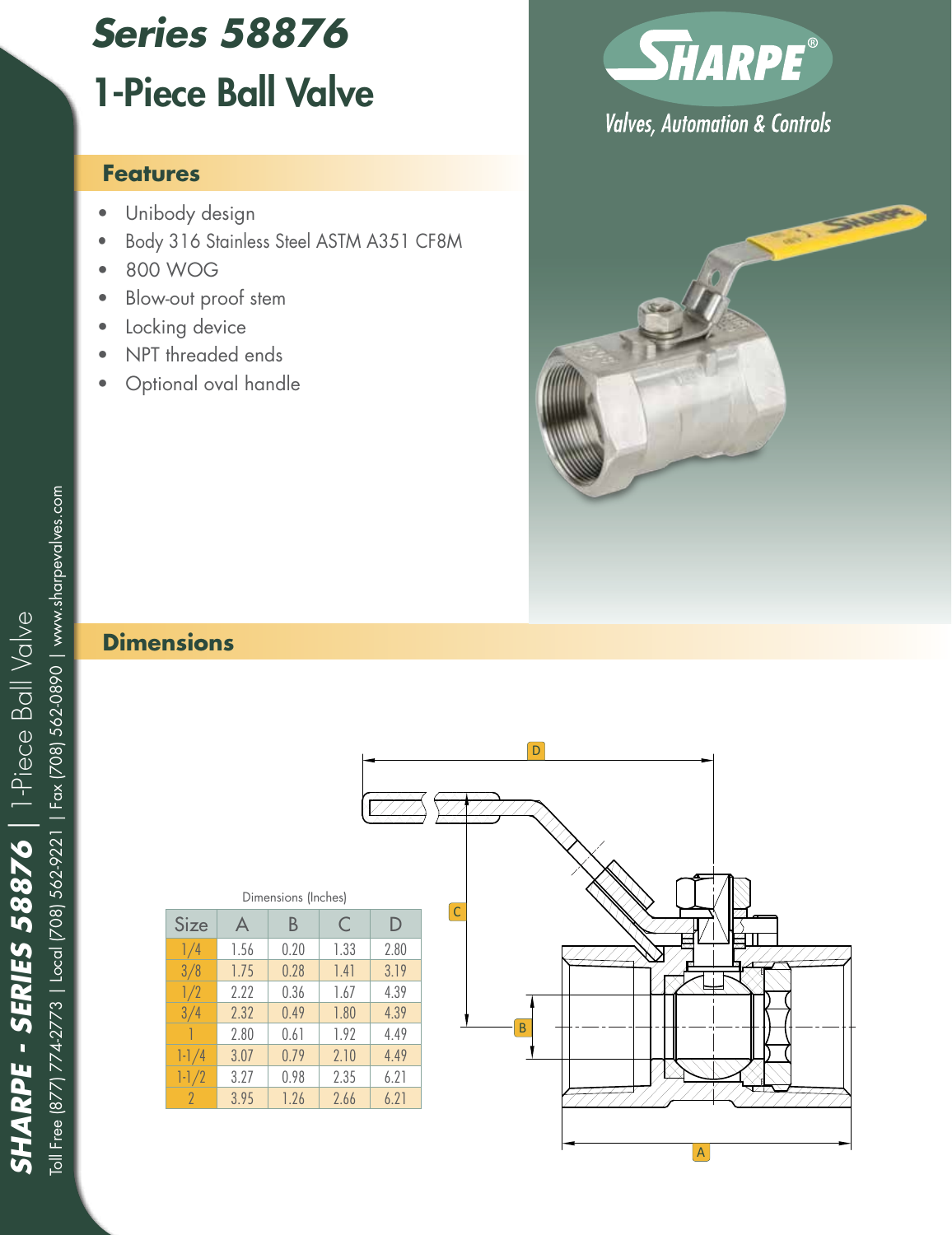# Series 58876

# 1-Piece Ball Valve

SHARPE®

Valves, Automation & Controls

## Features

- Unibody design
- Body 316 Stainless Steel ASTM A351 CF8M
- 800 WOG
- Blow-out proof stem
- Locking device
- NPT threaded ends
- Optional oval handle

## Dimensions

Dimensions (Inches)

| Size | A | B | C | D |
|---|---|---|---|---|
| 1/4 | 1.56 | 0.20 | 1.33 | 2.80 |
| 3/8 | 1.75 | 0.28 | 1.41 | 3.19 |
| 1/2 | 2.22 | 0.36 | 1.67 | 4.39 |
| 3/4 | 2.32 | 0.49 | 1.80 | 4.39 |
| 1 | 2.80 | 0.61 | 1.92 | 4.49 |
| 1-1/4 | 3.07 | 0.79 | 2.10 | 4.49 |
| 1-1/2 | 3.27 | 0.98 | 2.35 | 6.21 |
| 2 | 3.95 | 1.26 | 2.66 | 6.21 |

SHARPE - SERIES 58876 | 1-Piece Ball Valve

Toll Free (877) 774-2773 | Local (708) 562-9221 | Fax (708) 562-0890 | www.sharpevalves.com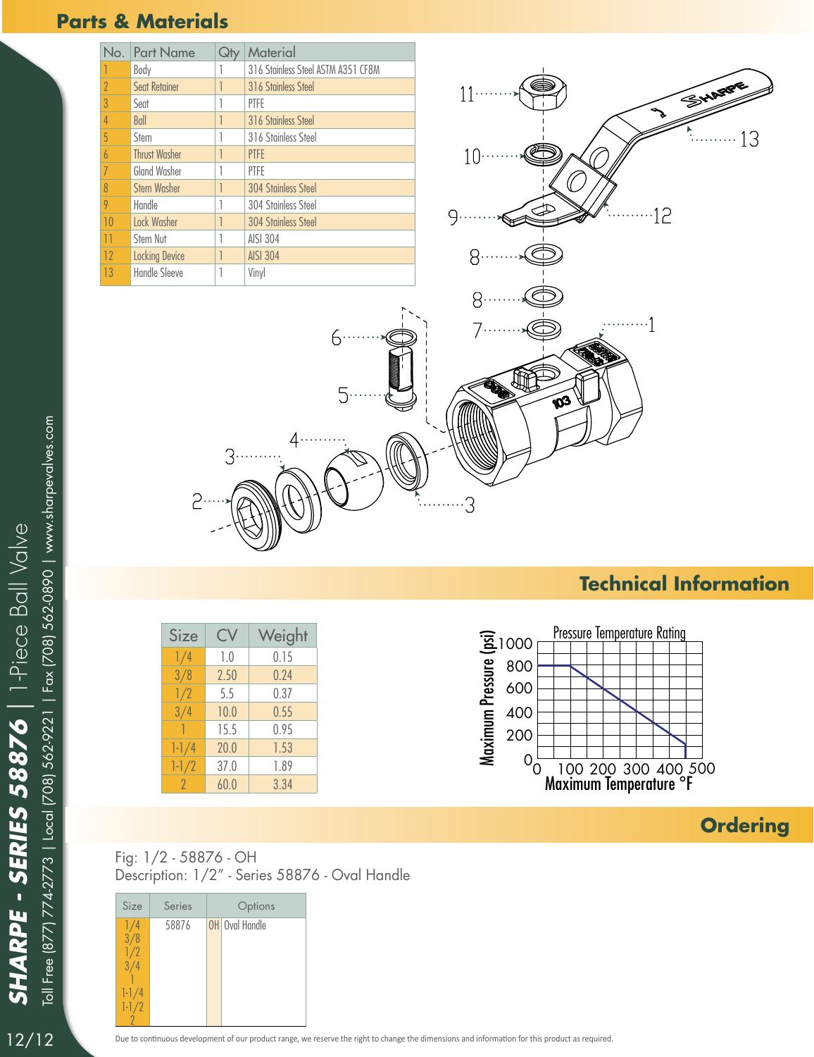## Parts & Materials

| No. | Part Name | Qty | Material |
|---|---|---|---|
| 1 | Body | 1 | 316 Stainless Steel ASTM A351 CF8M |
| 2 | Seat Retainer | 1 | 316 Stainless Steel |
| 3 | Seat | 1 | PTFE |
| 4 | Ball | 1 | 316 Stainless Steel |
| 5 | Stem | 1 | 316 Stainless Steel |
| 6 | Thrust Washer | 1 | PTFE |
| 7 | Gland Washer | 1 | PTFE |
| 8 | Stem Washer | 1 | 304 Stainless Steel |
| 9 | Handle | 1 | 304 Stainless Steel |
| 10 | Lock Washer | 1 | 304 Stainless Steel |
| 11 | Stem Nut | 1 | AISI 304 |
| 12 | Locking Device | 1 | AISI 304 |
| 13 | Handle Sleeve | 1 | Vinyl |

## Technical Information

| Size | CV | Weight |
|---|---|---|
| 1/4 | 1.0 | 0.15 |
| 3/8 | 2.50 | 0.24 |
| 1/2 | 5.5 | 0.37 |
| 3/4 | 10.0 | 0.55 |
| 1 | 15.5 | 0.95 |
| 1-1/4 | 20.0 | 1.53 |
| 1-1/2 | 37.0 | 1.89 |
| 2 | 60.0 | 3.34 |

Pressure Temperature Rating

Maximum Pressure (psi)

1000
800
600
400
200
0

0 100 200 300 400 500

Maximum Temperature °F

## Ordering

Fig: 1/2 - 58876 - OH
Description: 1/2" - Series 58876 - Oval Handle

| Size | Series | Options | |
|---|---|---|---|
| 1/4<br>3/8<br>1/2<br>3/4<br>1<br>1-1/4<br>1-1/2<br>2 | 58876 | OH | Oval Handle |

Due to continuous development of our product range, we reserve the right to change the dimensions and information for this product as required.